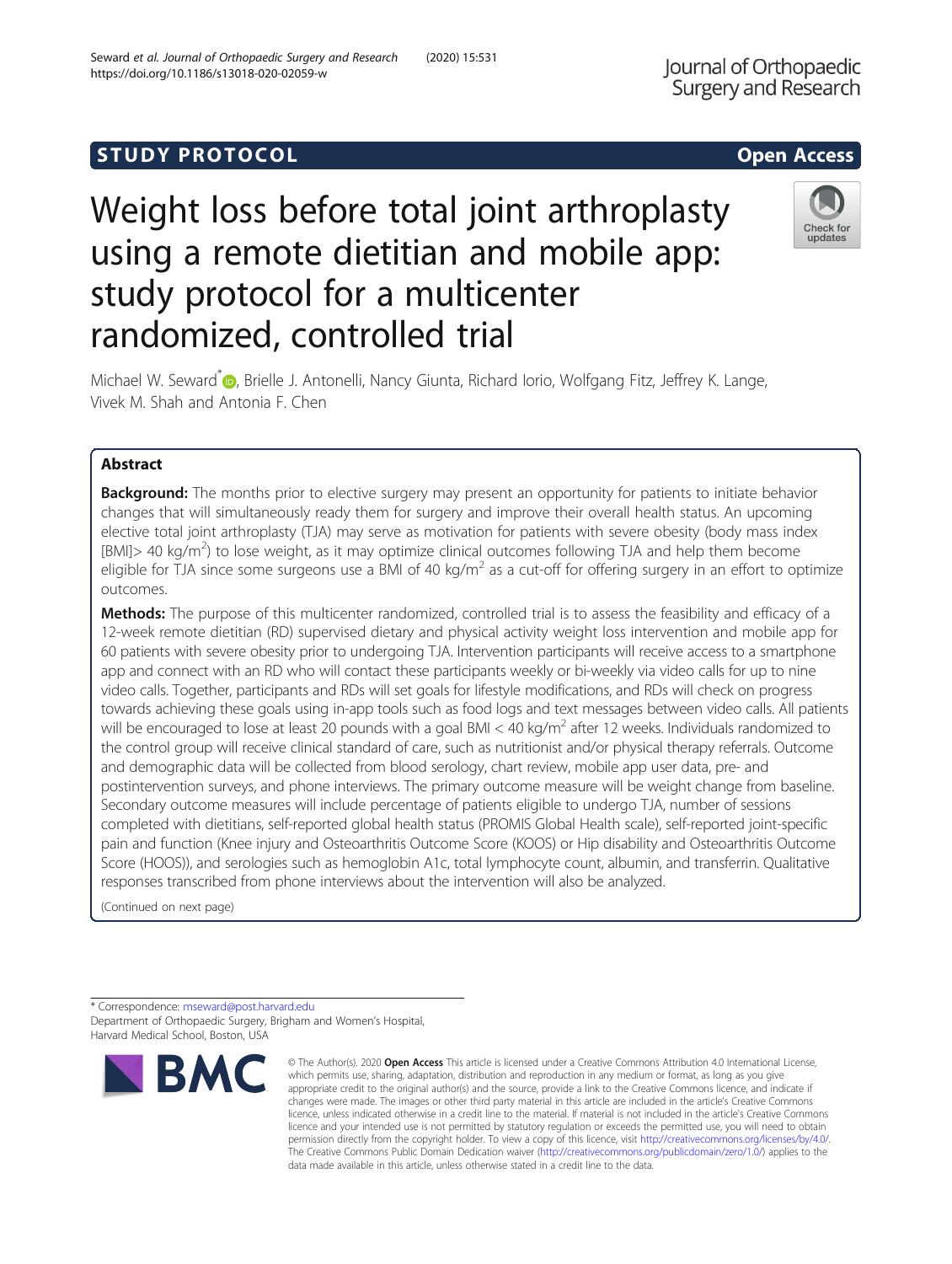STUDY PROTOCOL

Open Access

# Weight loss before total joint arthroplasty using a remote dietitian and mobile app: study protocol for a multicenter randomized, controlled trial

Michael W. Seward*, Brielle J. Antonelli, Nancy Giunta, Richard Iorio, Wolfgang Fitz, Jeffrey K. Lange, Vivek M. Shah and Antonia F. Chen

## Abstract

**Background:** The months prior to elective surgery may present an opportunity for patients to initiate behavior changes that will simultaneously ready them for surgery and improve their overall health status. An upcoming elective total joint arthroplasty (TJA) may serve as motivation for patients with severe obesity (body mass index [BMI]> 40 kg/m$^2$) to lose weight, as it may optimize clinical outcomes following TJA and help them become eligible for TJA since some surgeons use a BMI of 40 kg/m$^2$ as a cut-off for offering surgery in an effort to optimize outcomes.

**Methods:** The purpose of this multicenter randomized, controlled trial is to assess the feasibility and efficacy of a 12-week remote dietitian (RD) supervised dietary and physical activity weight loss intervention and mobile app for 60 patients with severe obesity prior to undergoing TJA. Intervention participants will receive access to a smartphone app and connect with an RD who will contact these participants weekly or bi-weekly via video calls for up to nine video calls. Together, participants and RDs will set goals for lifestyle modifications, and RDs will check on progress towards achieving these goals using in-app tools such as food logs and text messages between video calls. All patients will be encouraged to lose at least 20 pounds with a goal BMI < 40 kg/m$^2$ after 12 weeks. Individuals randomized to the control group will receive clinical standard of care, such as nutritionist and/or physical therapy referrals. Outcome and demographic data will be collected from blood serology, chart review, mobile app user data, pre- and postintervention surveys, and phone interviews. The primary outcome measure will be weight change from baseline. Secondary outcome measures will include percentage of patients eligible to undergo TJA, number of sessions completed with dietitians, self-reported global health status (PROMIS Global Health scale), self-reported joint-specific pain and function (Knee injury and Osteoarthritis Outcome Score (KOOS) or Hip disability and Osteoarthritis Outcome Score (HOOS)), and serologies such as hemoglobin A1c, total lymphocyte count, albumin, and transferrin. Qualitative responses transcribed from phone interviews about the intervention will also be analyzed.

(Continued on next page)

---

* Correspondence: mseward@post.harvard.edu
Department of Orthopaedic Surgery, Brigham and Women's Hospital, Harvard Medical School, Boston, USA

© The Author(s). 2020 **Open Access** This article is licensed under a Creative Commons Attribution 4.0 International License, which permits use, sharing, adaptation, distribution and reproduction in any medium or format, as long as you give appropriate credit to the original author(s) and the source, provide a link to the Creative Commons licence, and indicate if changes were made. The images or other third party material in this article are included in the article's Creative Commons licence, unless indicated otherwise in a credit line to the material. If material is not included in the article's Creative Commons licence and your intended use is not permitted by statutory regulation or exceeds the permitted use, you will need to obtain permission directly from the copyright holder. To view a copy of this licence, visit http://creativecommons.org/licenses/by/4.0/. The Creative Commons Public Domain Dedication waiver (http://creativecommons.org/publicdomain/zero/1.0/) applies to the data made available in this article, unless otherwise stated in a credit line to the data.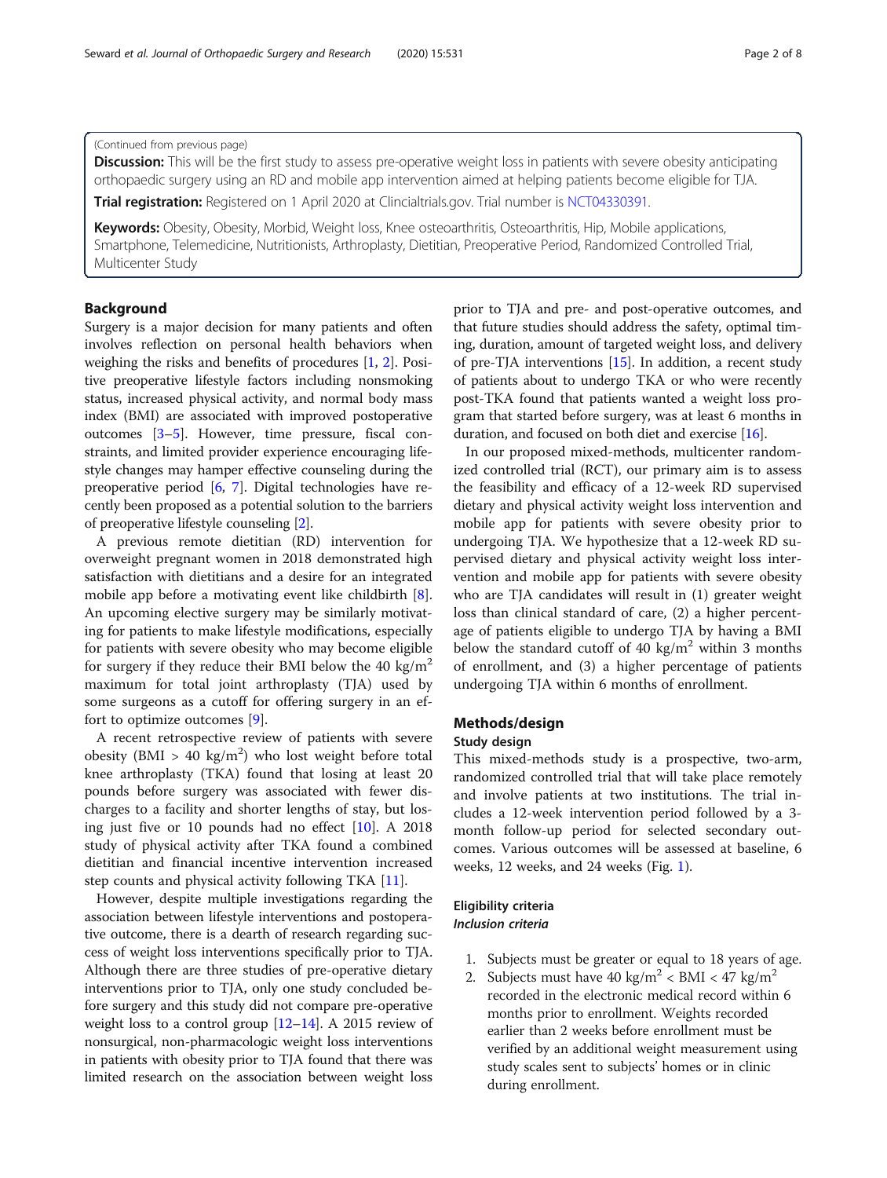(Continued from previous page)

**Discussion:** This will be the first study to assess pre-operative weight loss in patients with severe obesity anticipating orthopaedic surgery using an RD and mobile app intervention aimed at helping patients become eligible for TJA.

**Trial registration:** Registered on 1 April 2020 at Clincialtrials.gov. Trial number is NCT04330391.

**Keywords:** Obesity, Obesity, Morbid, Weight loss, Knee osteoarthritis, Osteoarthritis, Hip, Mobile applications, Smartphone, Telemedicine, Nutritionists, Arthroplasty, Dietitian, Preoperative Period, Randomized Controlled Trial, Multicenter Study

## Background

Surgery is a major decision for many patients and often involves reflection on personal health behaviors when weighing the risks and benefits of procedures [1, 2]. Positive preoperative lifestyle factors including nonsmoking status, increased physical activity, and normal body mass index (BMI) are associated with improved postoperative outcomes [3–5]. However, time pressure, fiscal constraints, and limited provider experience encouraging lifestyle changes may hamper effective counseling during the preoperative period [6, 7]. Digital technologies have recently been proposed as a potential solution to the barriers of preoperative lifestyle counseling [2].

A previous remote dietitian (RD) intervention for overweight pregnant women in 2018 demonstrated high satisfaction with dietitians and a desire for an integrated mobile app before a motivating event like childbirth [8]. An upcoming elective surgery may be similarly motivating for patients to make lifestyle modifications, especially for patients with severe obesity who may become eligible for surgery if they reduce their BMI below the 40 kg/m$^2$ maximum for total joint arthroplasty (TJA) used by some surgeons as a cutoff for offering surgery in an effort to optimize outcomes [9].

A recent retrospective review of patients with severe obesity (BMI > 40 kg/m$^2$) who lost weight before total knee arthroplasty (TKA) found that losing at least 20 pounds before surgery was associated with fewer discharges to a facility and shorter lengths of stay, but losing just five or 10 pounds had no effect [10]. A 2018 study of physical activity after TKA found a combined dietitian and financial incentive intervention increased step counts and physical activity following TKA [11].

However, despite multiple investigations regarding the association between lifestyle interventions and postoperative outcome, there is a dearth of research regarding success of weight loss interventions specifically prior to TJA. Although there are three studies of pre-operative dietary interventions prior to TJA, only one study concluded before surgery and this study did not compare pre-operative weight loss to a control group [12–14]. A 2015 review of nonsurgical, non-pharmacologic weight loss interventions in patients with obesity prior to TJA found that there was limited research on the association between weight loss prior to TJA and pre- and post-operative outcomes, and that future studies should address the safety, optimal timing, duration, amount of targeted weight loss, and delivery of pre-TJA interventions [15]. In addition, a recent study of patients about to undergo TKA or who were recently post-TKA found that patients wanted a weight loss program that started before surgery, was at least 6 months in duration, and focused on both diet and exercise [16].

In our proposed mixed-methods, multicenter randomized controlled trial (RCT), our primary aim is to assess the feasibility and efficacy of a 12-week RD supervised dietary and physical activity weight loss intervention and mobile app for patients with severe obesity prior to undergoing TJA. We hypothesize that a 12-week RD supervised dietary and physical activity weight loss intervention and mobile app for patients with severe obesity who are TJA candidates will result in (1) greater weight loss than clinical standard of care, (2) a higher percentage of patients eligible to undergo TJA by having a BMI below the standard cutoff of 40 kg/m$^2$ within 3 months of enrollment, and (3) a higher percentage of patients undergoing TJA within 6 months of enrollment.

## Methods/design

### Study design

This mixed-methods study is a prospective, two-arm, randomized controlled trial that will take place remotely and involve patients at two institutions. The trial includes a 12-week intervention period followed by a 3-month follow-up period for selected secondary outcomes. Various outcomes will be assessed at baseline, 6 weeks, 12 weeks, and 24 weeks (Fig. 1).

### Eligibility criteria

#### *Inclusion criteria*

1. Subjects must be greater or equal to 18 years of age.
2. Subjects must have 40 kg/m$^2$ < BMI < 47 kg/m$^2$ recorded in the electronic medical record within 6 months prior to enrollment. Weights recorded earlier than 2 weeks before enrollment must be verified by an additional weight measurement using study scales sent to subjects' homes or in clinic during enrollment.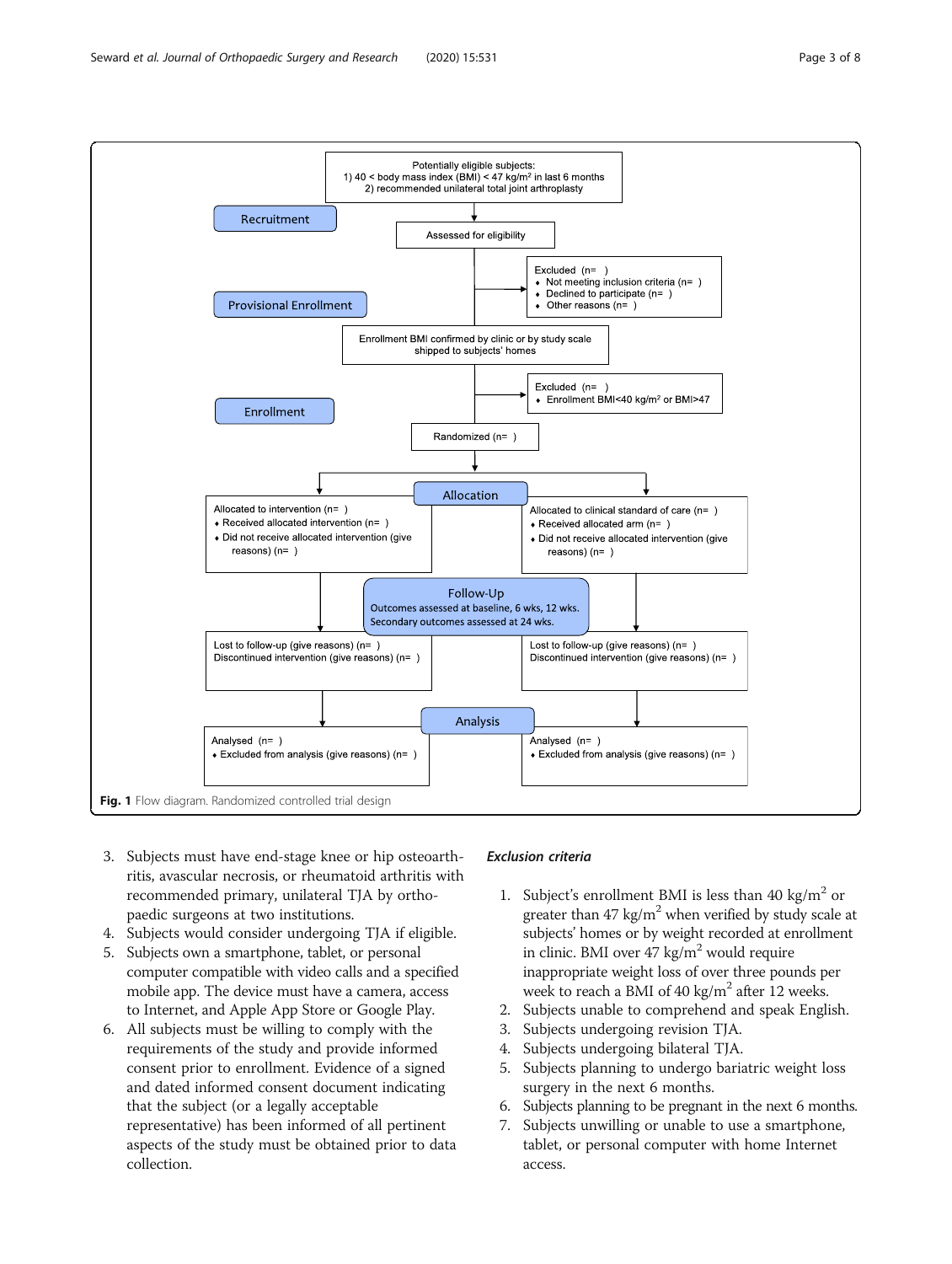Potentially eligible subjects:
1) 40 < body mass index (BMI) < 47 kg/m² in last 6 months
2) recommended unilateral total joint arthroplasty

Recruitment

Assessed for eligibility

Excluded (n= )
- Not meeting inclusion criteria (n= )
- Declined to participate (n= )
- Other reasons (n= )

Provisional Enrollment

Enrollment BMI confirmed by clinic or by study scale shipped to subjects' homes

Excluded (n= )
- Enrollment BMI<40 kg/m² or BMI>47

Enrollment

Randomized (n= )

Allocation

Allocated to intervention (n= )
- Received allocated intervention (n= )
- Did not receive allocated intervention (give reasons) (n= )

Allocated to clinical standard of care (n= )
- Received allocated arm (n= )
- Did not receive allocated intervention (give reasons) (n= )

Follow-Up
Outcomes assessed at baseline, 6 wks, 12 wks.
Secondary outcomes assessed at 24 wks.

Lost to follow-up (give reasons) (n= )
Discontinued intervention (give reasons) (n= )

Lost to follow-up (give reasons) (n= )
Discontinued intervention (give reasons) (n= )

Analysis

Analysed (n= )
- Excluded from analysis (give reasons) (n= )

Analysed (n= )
- Excluded from analysis (give reasons) (n= )

**Fig. 1** Flow diagram. Randomized controlled trial design

3. Subjects must have end-stage knee or hip osteoarthritis, avascular necrosis, or rheumatoid arthritis with recommended primary, unilateral TJA by orthopaedic surgeons at two institutions.
4. Subjects would consider undergoing TJA if eligible.
5. Subjects own a smartphone, tablet, or personal computer compatible with video calls and a specified mobile app. The device must have a camera, access to Internet, and Apple App Store or Google Play.
6. All subjects must be willing to comply with the requirements of the study and provide informed consent prior to enrollment. Evidence of a signed and dated informed consent document indicating that the subject (or a legally acceptable representative) has been informed of all pertinent aspects of the study must be obtained prior to data collection.

### *Exclusion criteria*

1. Subject's enrollment BMI is less than 40 kg/m$^2$ or greater than 47 kg/m$^2$ when verified by study scale at subjects' homes or by weight recorded at enrollment in clinic. BMI over 47 kg/m$^2$ would require inappropriate weight loss of over three pounds per week to reach a BMI of 40 kg/m$^2$ after 12 weeks.
2. Subjects unable to comprehend and speak English.
3. Subjects undergoing revision TJA.
4. Subjects undergoing bilateral TJA.
5. Subjects planning to undergo bariatric weight loss surgery in the next 6 months.
6. Subjects planning to be pregnant in the next 6 months.
7. Subjects unwilling or unable to use a smartphone, tablet, or personal computer with home Internet access.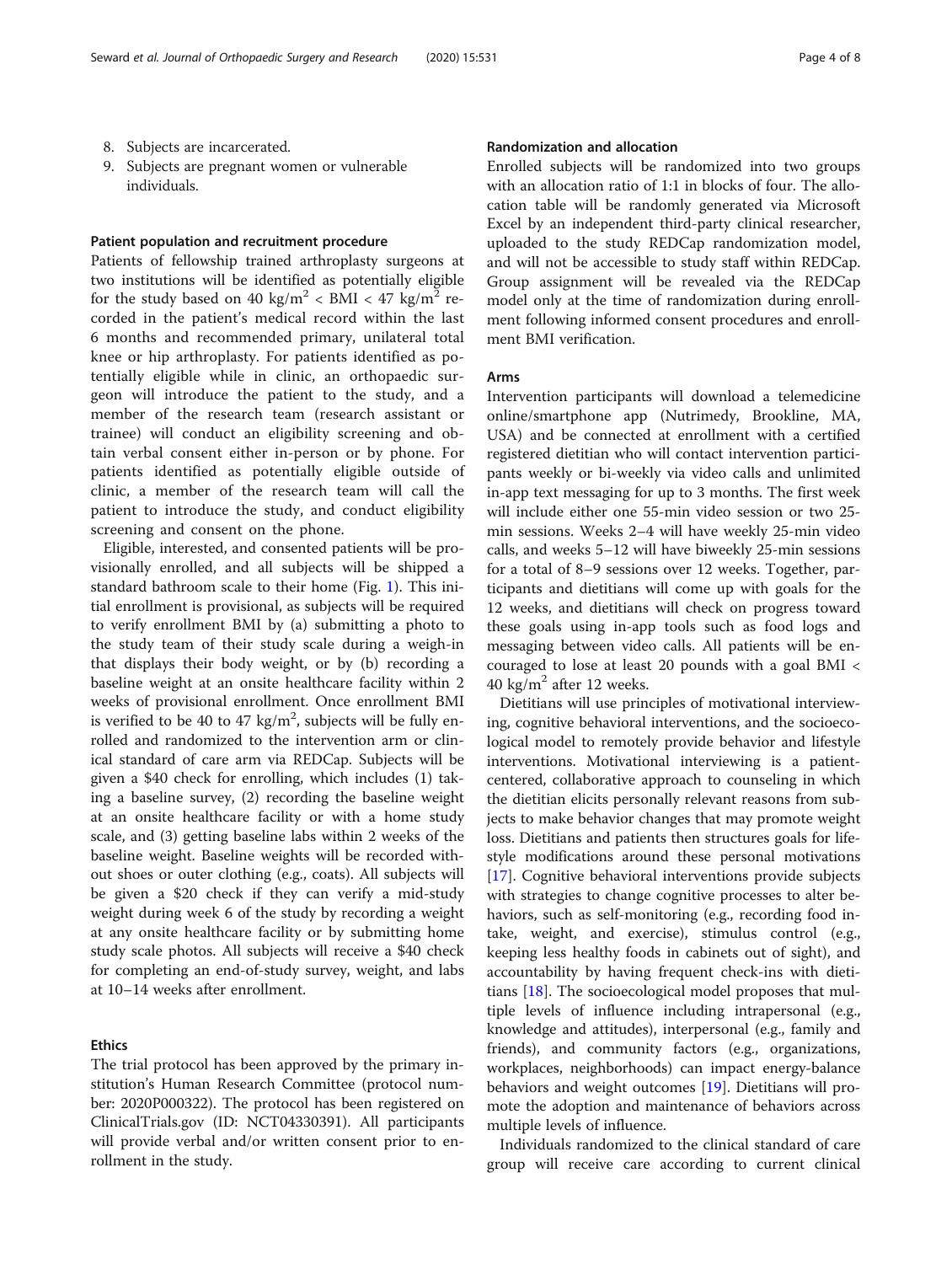8. Subjects are incarcerated.
9. Subjects are pregnant women or vulnerable individuals.

### Patient population and recruitment procedure

Patients of fellowship trained arthroplasty surgeons at two institutions will be identified as potentially eligible for the study based on 40 $kg/m^2$ < BMI < 47 $kg/m^2$ recorded in the patient's medical record within the last 6 months and recommended primary, unilateral total knee or hip arthroplasty. For patients identified as potentially eligible while in clinic, an orthopaedic surgeon will introduce the patient to the study, and a member of the research team (research assistant or trainee) will conduct an eligibility screening and obtain verbal consent either in-person or by phone. For patients identified as potentially eligible outside of clinic, a member of the research team will call the patient to introduce the study, and conduct eligibility screening and consent on the phone.

Eligible, interested, and consented patients will be provisionally enrolled, and all subjects will be shipped a standard bathroom scale to their home (Fig. 1). This initial enrollment is provisional, as subjects will be required to verify enrollment BMI by (a) submitting a photo to the study team of their study scale during a weigh-in that displays their body weight, or by (b) recording a baseline weight at an onsite healthcare facility within 2 weeks of provisional enrollment. Once enrollment BMI is verified to be 40 to 47 $kg/m^2$, subjects will be fully enrolled and randomized to the intervention arm or clinical standard of care arm via REDCap. Subjects will be given a $40 check for enrolling, which includes (1) taking a baseline survey, (2) recording the baseline weight at an onsite healthcare facility or with a home study scale, and (3) getting baseline labs within 2 weeks of the baseline weight. Baseline weights will be recorded without shoes or outer clothing (e.g., coats). All subjects will be given a $20 check if they can verify a mid-study weight during week 6 of the study by recording a weight at any onsite healthcare facility or by submitting home study scale photos. All subjects will receive a $40 check for completing an end-of-study survey, weight, and labs at 10–14 weeks after enrollment.

### Ethics

The trial protocol has been approved by the primary institution's Human Research Committee (protocol number: 2020P000322). The protocol has been registered on ClinicalTrials.gov (ID: NCT04330391). All participants will provide verbal and/or written consent prior to enrollment in the study.

### Randomization and allocation

Enrolled subjects will be randomized into two groups with an allocation ratio of 1:1 in blocks of four. The allocation table will be randomly generated via Microsoft Excel by an independent third-party clinical researcher, uploaded to the study REDCap randomization model, and will not be accessible to study staff within REDCap. Group assignment will be revealed via the REDCap model only at the time of randomization during enrollment following informed consent procedures and enrollment BMI verification.

### Arms

Intervention participants will download a telemedicine online/smartphone app (Nutrimedy, Brookline, MA, USA) and be connected at enrollment with a certified registered dietitian who will contact intervention participants weekly or bi-weekly via video calls and unlimited in-app text messaging for up to 3 months. The first week will include either one 55-min video session or two 25-min sessions. Weeks 2–4 will have weekly 25-min video calls, and weeks 5–12 will have biweekly 25-min sessions for a total of 8–9 sessions over 12 weeks. Together, participants and dietitians will come up with goals for the 12 weeks, and dietitians will check on progress toward these goals using in-app tools such as food logs and messaging between video calls. All patients will be encouraged to lose at least 20 pounds with a goal BMI < 40 $kg/m^2$ after 12 weeks.

Dietitians will use principles of motivational interviewing, cognitive behavioral interventions, and the socioecological model to remotely provide behavior and lifestyle interventions. Motivational interviewing is a patient-centered, collaborative approach to counseling in which the dietitian elicits personally relevant reasons from subjects to make behavior changes that may promote weight loss. Dietitians and patients then structures goals for lifestyle modifications around these personal motivations [17]. Cognitive behavioral interventions provide subjects with strategies to change cognitive processes to alter behaviors, such as self-monitoring (e.g., recording food intake, weight, and exercise), stimulus control (e.g., keeping less healthy foods in cabinets out of sight), and accountability by having frequent check-ins with dietitians [18]. The socioecological model proposes that multiple levels of influence including intrapersonal (e.g., knowledge and attitudes), interpersonal (e.g., family and friends), and community factors (e.g., organizations, workplaces, neighborhoods) can impact energy-balance behaviors and weight outcomes [19]. Dietitians will promote the adoption and maintenance of behaviors across multiple levels of influence.

Individuals randomized to the clinical standard of care group will receive care according to current clinical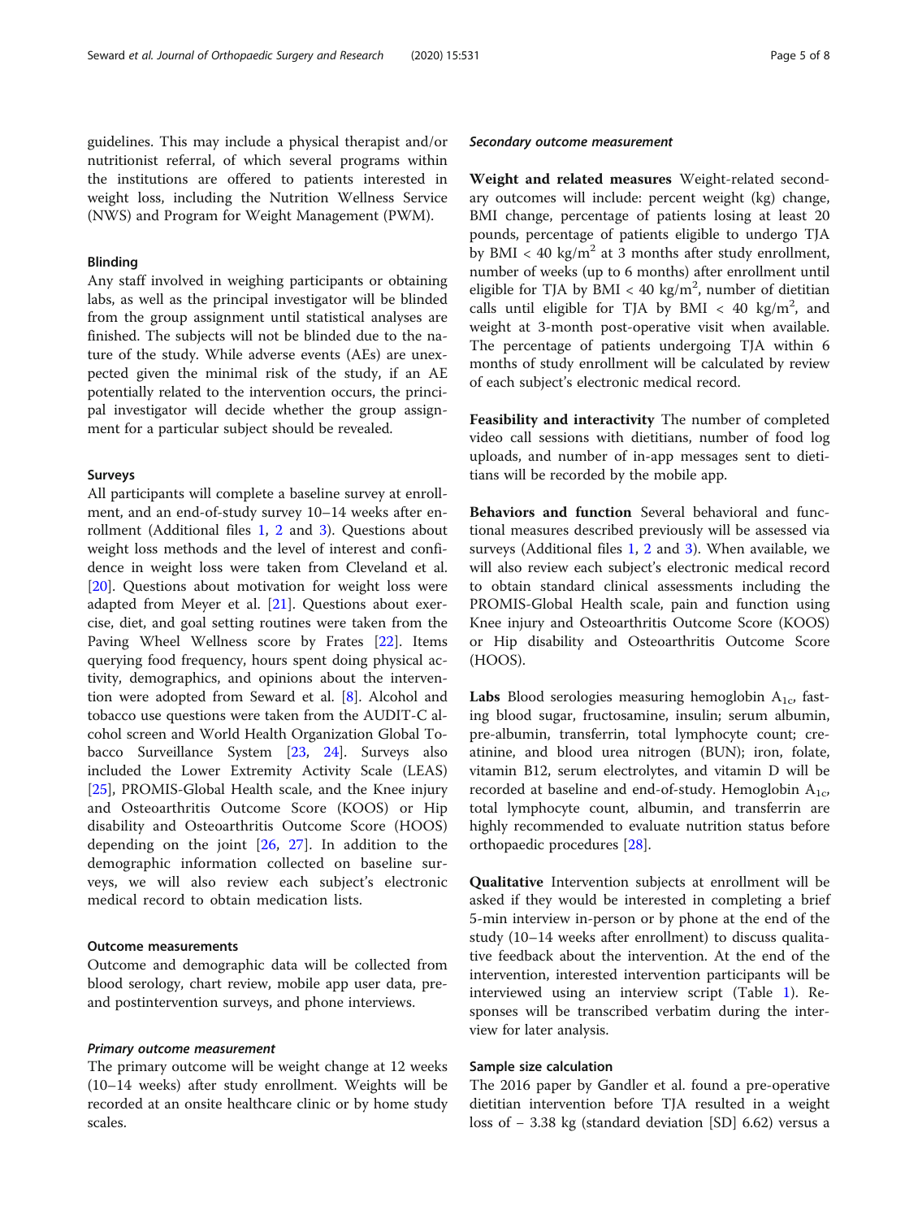guidelines. This may include a physical therapist and/or nutritionist referral, of which several programs within the institutions are offered to patients interested in weight loss, including the Nutrition Wellness Service (NWS) and Program for Weight Management (PWM).

### Blinding

Any staff involved in weighing participants or obtaining labs, as well as the principal investigator will be blinded from the group assignment until statistical analyses are finished. The subjects will not be blinded due to the nature of the study. While adverse events (AEs) are unexpected given the minimal risk of the study, if an AE potentially related to the intervention occurs, the principal investigator will decide whether the group assignment for a particular subject should be revealed.

### Surveys

All participants will complete a baseline survey at enrollment, and an end-of-study survey 10–14 weeks after enrollment (Additional files 1, 2 and 3). Questions about weight loss methods and the level of interest and confidence in weight loss were taken from Cleveland et al. [20]. Questions about motivation for weight loss were adapted from Meyer et al. [21]. Questions about exercise, diet, and goal setting routines were taken from the Paving Wheel Wellness score by Frates [22]. Items querying food frequency, hours spent doing physical activity, demographics, and opinions about the intervention were adopted from Seward et al. [8]. Alcohol and tobacco use questions were taken from the AUDIT-C alcohol screen and World Health Organization Global Tobacco Surveillance System [23, 24]. Surveys also included the Lower Extremity Activity Scale (LEAS) [25], PROMIS-Global Health scale, and the Knee injury and Osteoarthritis Outcome Score (KOOS) or Hip disability and Osteoarthritis Outcome Score (HOOS) depending on the joint [26, 27]. In addition to the demographic information collected on baseline surveys, we will also review each subject's electronic medical record to obtain medication lists.

### Outcome measurements

Outcome and demographic data will be collected from blood serology, chart review, mobile app user data, pre- and postintervention surveys, and phone interviews.

#### *Primary outcome measurement*

The primary outcome will be weight change at 12 weeks (10–14 weeks) after study enrollment. Weights will be recorded at an onsite healthcare clinic or by home study scales.

#### *Secondary outcome measurement*

**Weight and related measures** Weight-related secondary outcomes will include: percent weight (kg) change, BMI change, percentage of patients losing at least 20 pounds, percentage of patients eligible to undergo TJA by BMI < 40 kg/m$^2$ at 3 months after study enrollment, number of weeks (up to 6 months) after enrollment until eligible for TJA by BMI < 40 kg/m$^2$, number of dietitian calls until eligible for TJA by BMI < 40 kg/m$^2$, and weight at 3-month post-operative visit when available. The percentage of patients undergoing TJA within 6 months of study enrollment will be calculated by review of each subject's electronic medical record.

**Feasibility and interactivity** The number of completed video call sessions with dietitians, number of food log uploads, and number of in-app messages sent to dietitians will be recorded by the mobile app.

**Behaviors and function** Several behavioral and functional measures described previously will be assessed via surveys (Additional files 1, 2 and 3). When available, we will also review each subject's electronic medical record to obtain standard clinical assessments including the PROMIS-Global Health scale, pain and function using Knee injury and Osteoarthritis Outcome Score (KOOS) or Hip disability and Osteoarthritis Outcome Score (HOOS).

**Labs** Blood serologies measuring hemoglobin $A_{1c}$, fasting blood sugar, fructosamine, insulin; serum albumin, pre-albumin, transferrin, total lymphocyte count; creatinine, and blood urea nitrogen (BUN); iron, folate, vitamin B12, serum electrolytes, and vitamin D will be recorded at baseline and end-of-study. Hemoglobin $A_{1c}$, total lymphocyte count, albumin, and transferrin are highly recommended to evaluate nutrition status before orthopaedic procedures [28].

**Qualitative** Intervention subjects at enrollment will be asked if they would be interested in completing a brief 5-min interview in-person or by phone at the end of the study (10–14 weeks after enrollment) to discuss qualitative feedback about the intervention. At the end of the intervention, interested intervention participants will be interviewed using an interview script (Table 1). Responses will be transcribed verbatim during the interview for later analysis.

### Sample size calculation

The 2016 paper by Gandler et al. found a pre-operative dietitian intervention before TJA resulted in a weight loss of − 3.38 kg (standard deviation [SD] 6.62) versus a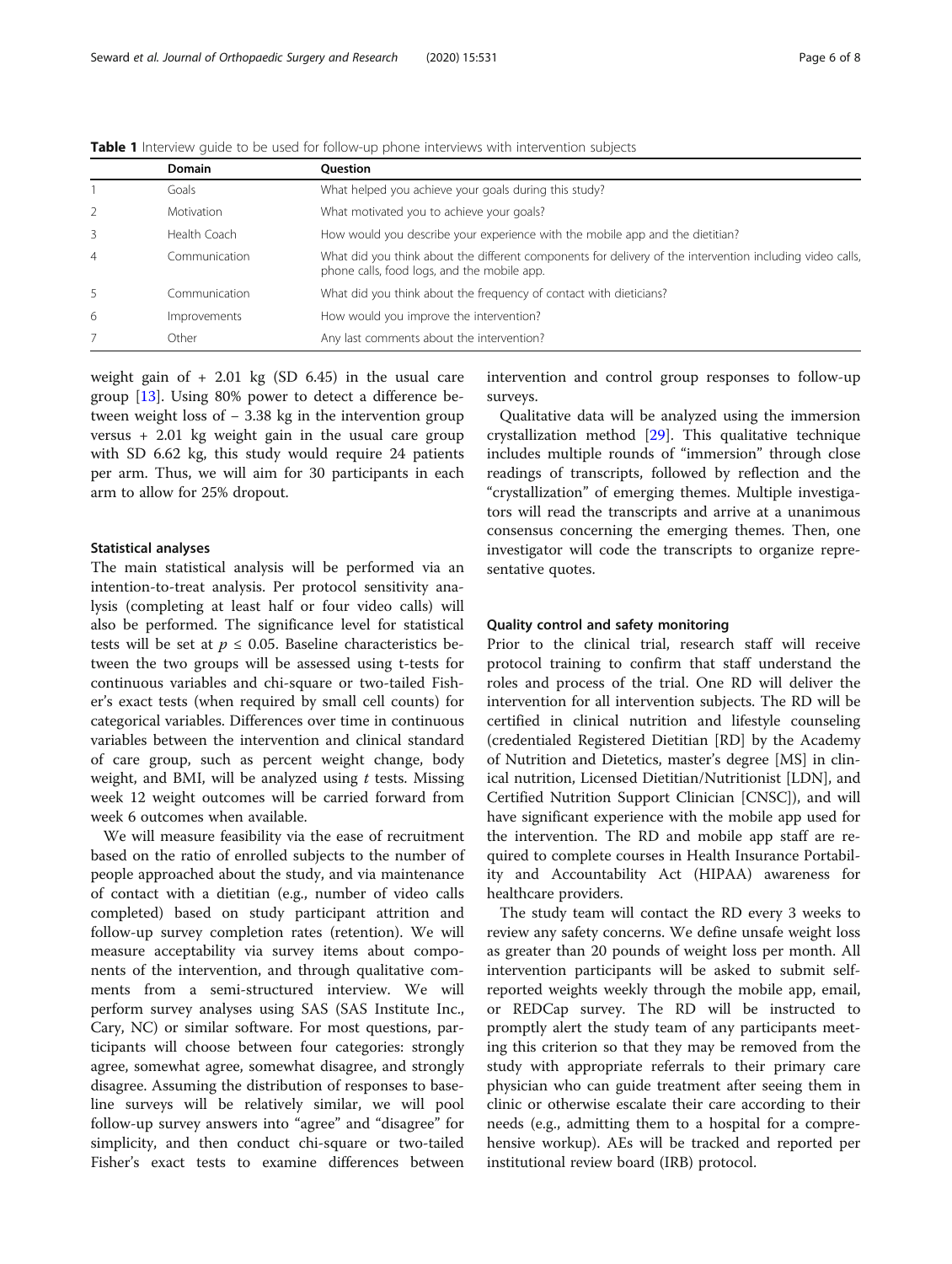**Table 1** Interview guide to be used for follow-up phone interviews with intervention subjects

| | Domain | Question |
|---|---|---|
| 1 | Goals | What helped you achieve your goals during this study? |
| 2 | Motivation | What motivated you to achieve your goals? |
| 3 | Health Coach | How would you describe your experience with the mobile app and the dietitian? |
| 4 | Communication | What did you think about the different components for delivery of the intervention including video calls, phone calls, food logs, and the mobile app. |
| 5 | Communication | What did you think about the frequency of contact with dieticians? |
| 6 | Improvements | How would you improve the intervention? |
| 7 | Other | Any last comments about the intervention? |

weight gain of + 2.01 kg (SD 6.45) in the usual care group [13]. Using 80% power to detect a difference between weight loss of − 3.38 kg in the intervention group versus + 2.01 kg weight gain in the usual care group with SD 6.62 kg, this study would require 24 patients per arm. Thus, we will aim for 30 participants in each arm to allow for 25% dropout.

### Statistical analyses

The main statistical analysis will be performed via an intention-to-treat analysis. Per protocol sensitivity analysis (completing at least half or four video calls) will also be performed. The significance level for statistical tests will be set at $p \leq 0.05$. Baseline characteristics between the two groups will be assessed using t-tests for continuous variables and chi-square or two-tailed Fisher's exact tests (when required by small cell counts) for categorical variables. Differences over time in continuous variables between the intervention and clinical standard of care group, such as percent weight change, body weight, and BMI, will be analyzed using $t$ tests. Missing week 12 weight outcomes will be carried forward from week 6 outcomes when available.

We will measure feasibility via the ease of recruitment based on the ratio of enrolled subjects to the number of people approached about the study, and via maintenance of contact with a dietitian (e.g., number of video calls completed) based on study participant attrition and follow-up survey completion rates (retention). We will measure acceptability via survey items about components of the intervention, and through qualitative comments from a semi-structured interview. We will perform survey analyses using SAS (SAS Institute Inc., Cary, NC) or similar software. For most questions, participants will choose between four categories: strongly agree, somewhat agree, somewhat disagree, and strongly disagree. Assuming the distribution of responses to baseline surveys will be relatively similar, we will pool follow-up survey answers into "agree" and "disagree" for simplicity, and then conduct chi-square or two-tailed Fisher's exact tests to examine differences between intervention and control group responses to follow-up surveys.

Qualitative data will be analyzed using the immersion crystallization method [29]. This qualitative technique includes multiple rounds of "immersion" through close readings of transcripts, followed by reflection and the "crystallization" of emerging themes. Multiple investigators will read the transcripts and arrive at a unanimous consensus concerning the emerging themes. Then, one investigator will code the transcripts to organize representative quotes.

### Quality control and safety monitoring

Prior to the clinical trial, research staff will receive protocol training to confirm that staff understand the roles and process of the trial. One RD will deliver the intervention for all intervention subjects. The RD will be certified in clinical nutrition and lifestyle counseling (credentialed Registered Dietitian [RD] by the Academy of Nutrition and Dietetics, master's degree [MS] in clinical nutrition, Licensed Dietitian/Nutritionist [LDN], and Certified Nutrition Support Clinician [CNSC]), and will have significant experience with the mobile app used for the intervention. The RD and mobile app staff are required to complete courses in Health Insurance Portability and Accountability Act (HIPAA) awareness for healthcare providers.

The study team will contact the RD every 3 weeks to review any safety concerns. We define unsafe weight loss as greater than 20 pounds of weight loss per month. All intervention participants will be asked to submit self-reported weights weekly through the mobile app, email, or REDCap survey. The RD will be instructed to promptly alert the study team of any participants meeting this criterion so that they may be removed from the study with appropriate referrals to their primary care physician who can guide treatment after seeing them in clinic or otherwise escalate their care according to their needs (e.g., admitting them to a hospital for a comprehensive workup). AEs will be tracked and reported per institutional review board (IRB) protocol.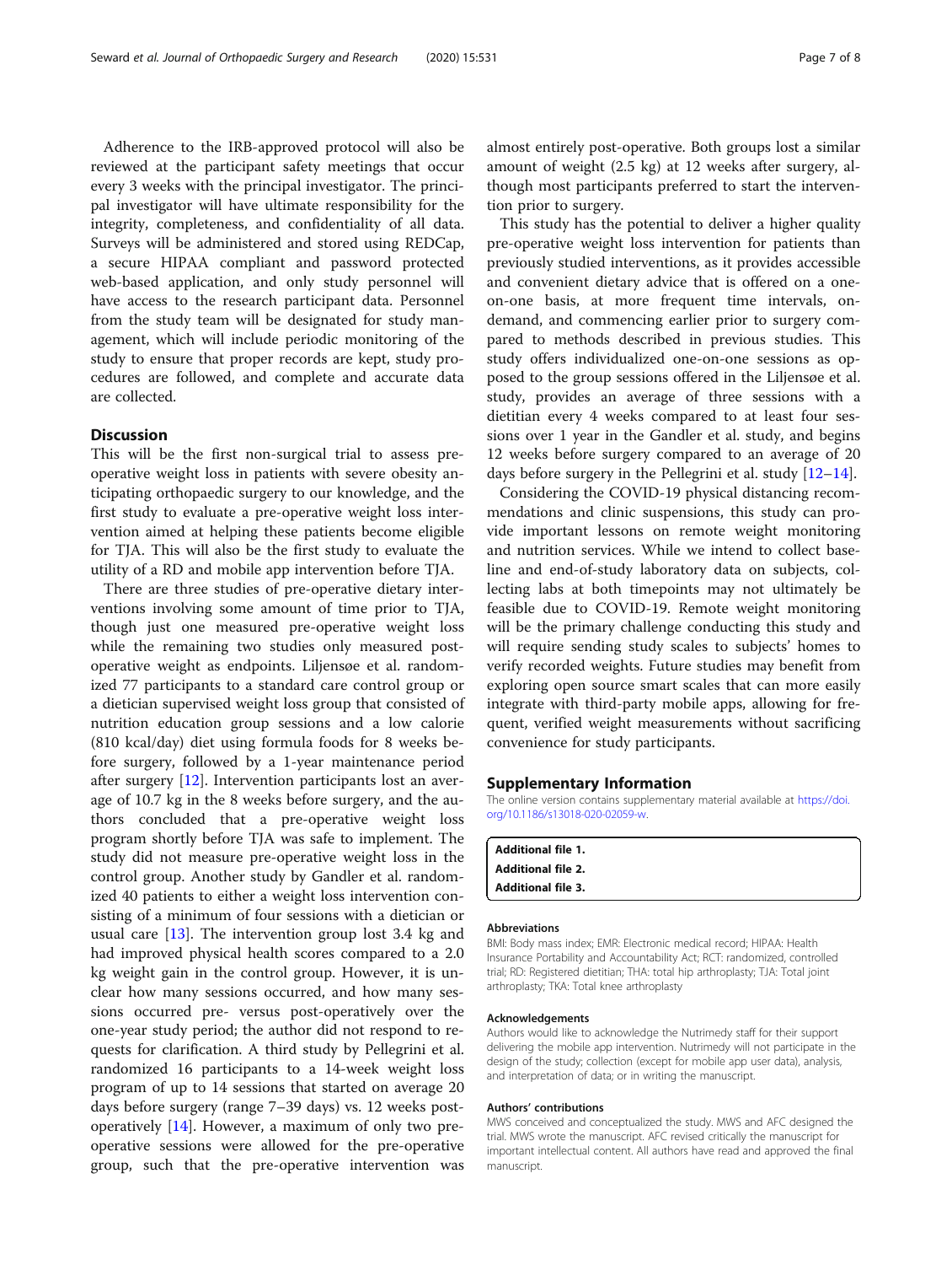Adherence to the IRB-approved protocol will also be reviewed at the participant safety meetings that occur every 3 weeks with the principal investigator. The principal investigator will have ultimate responsibility for the integrity, completeness, and confidentiality of all data. Surveys will be administered and stored using REDCap, a secure HIPAA compliant and password protected web-based application, and only study personnel will have access to the research participant data. Personnel from the study team will be designated for study management, which will include periodic monitoring of the study to ensure that proper records are kept, study procedures are followed, and complete and accurate data are collected.

## Discussion

This will be the first non-surgical trial to assess pre-operative weight loss in patients with severe obesity anticipating orthopaedic surgery to our knowledge, and the first study to evaluate a pre-operative weight loss intervention aimed at helping these patients become eligible for TJA. This will also be the first study to evaluate the utility of a RD and mobile app intervention before TJA.

There are three studies of pre-operative dietary interventions involving some amount of time prior to TJA, though just one measured pre-operative weight loss while the remaining two studies only measured post-operative weight as endpoints. Liljensøe et al. randomized 77 participants to a standard care control group or a dietician supervised weight loss group that consisted of nutrition education group sessions and a low calorie (810 kcal/day) diet using formula foods for 8 weeks before surgery, followed by a 1-year maintenance period after surgery [12]. Intervention participants lost an average of 10.7 kg in the 8 weeks before surgery, and the authors concluded that a pre-operative weight loss program shortly before TJA was safe to implement. The study did not measure pre-operative weight loss in the control group. Another study by Gandler et al. randomized 40 patients to either a weight loss intervention consisting of a minimum of four sessions with a dietician or usual care [13]. The intervention group lost 3.4 kg and had improved physical health scores compared to a 2.0 kg weight gain in the control group. However, it is unclear how many sessions occurred, and how many sessions occurred pre- versus post-operatively over the one-year study period; the author did not respond to requests for clarification. A third study by Pellegrini et al. randomized 16 participants to a 14-week weight loss program of up to 14 sessions that started on average 20 days before surgery (range 7–39 days) vs. 12 weeks post-operatively [14]. However, a maximum of only two pre-operative sessions were allowed for the pre-operative group, such that the pre-operative intervention was almost entirely post-operative. Both groups lost a similar amount of weight (2.5 kg) at 12 weeks after surgery, although most participants preferred to start the intervention prior to surgery.

This study has the potential to deliver a higher quality pre-operative weight loss intervention for patients than previously studied interventions, as it provides accessible and convenient dietary advice that is offered on a one-on-one basis, at more frequent time intervals, on-demand, and commencing earlier prior to surgery compared to methods described in previous studies. This study offers individualized one-on-one sessions as opposed to the group sessions offered in the Liljensøe et al. study, provides an average of three sessions with a dietitian every 4 weeks compared to at least four sessions over 1 year in the Gandler et al. study, and begins 12 weeks before surgery compared to an average of 20 days before surgery in the Pellegrini et al. study [12–14].

Considering the COVID-19 physical distancing recommendations and clinic suspensions, this study can provide important lessons on remote weight monitoring and nutrition services. While we intend to collect baseline and end-of-study laboratory data on subjects, collecting labs at both timepoints may not ultimately be feasible due to COVID-19. Remote weight monitoring will be the primary challenge conducting this study and will require sending study scales to subjects' homes to verify recorded weights. Future studies may benefit from exploring open source smart scales that can more easily integrate with third-party mobile apps, allowing for frequent, verified weight measurements without sacrificing convenience for study participants.

## Supplementary Information

The online version contains supplementary material available at https://doi.org/10.1186/s13018-020-02059-w.

**Additional file 1.**
**Additional file 2.**
**Additional file 3.**

### Abbreviations

BMI: Body mass index; EMR: Electronic medical record; HIPAA: Health Insurance Portability and Accountability Act; RCT: randomized, controlled trial; RD: Registered dietitian; THA: total hip arthroplasty; TJA: Total joint arthroplasty; TKA: Total knee arthroplasty

### Acknowledgements

Authors would like to acknowledge the Nutrimedy staff for their support delivering the mobile app intervention. Nutrimedy will not participate in the design of the study; collection (except for mobile app user data), analysis, and interpretation of data; or in writing the manuscript.

### Authors' contributions

MWS conceived and conceptualized the study. MWS and AFC designed the trial. MWS wrote the manuscript. AFC revised critically the manuscript for important intellectual content. All authors have read and approved the final manuscript.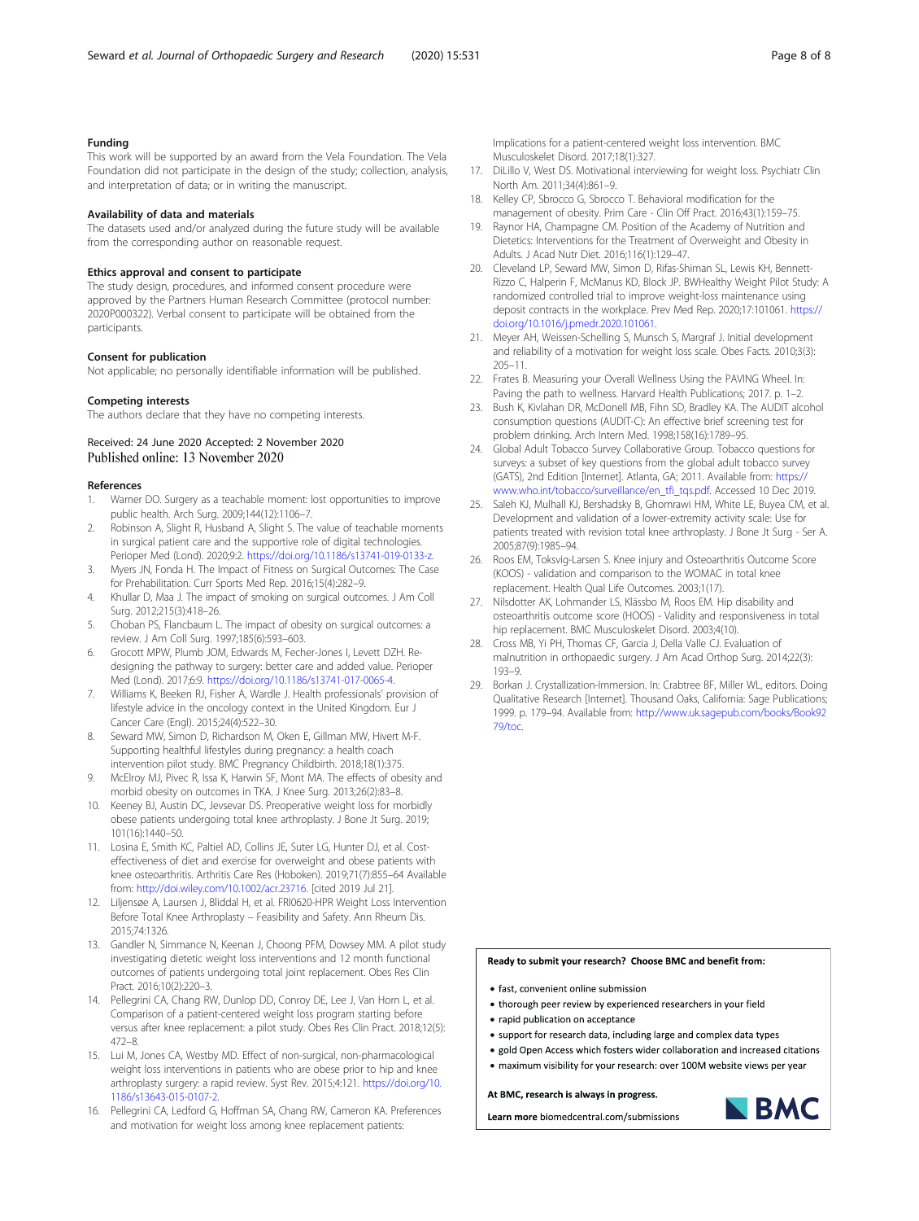### Funding

This work will be supported by an award from the Vela Foundation. The Vela Foundation did not participate in the design of the study; collection, analysis, and interpretation of data; or in writing the manuscript.

### Availability of data and materials

The datasets used and/or analyzed during the future study will be available from the corresponding author on reasonable request.

### Ethics approval and consent to participate

The study design, procedures, and informed consent procedure were approved by the Partners Human Research Committee (protocol number: 2020P000322). Verbal consent to participate will be obtained from the participants.

### Consent for publication

Not applicable; no personally identifiable information will be published.

### Competing interests

The authors declare that they have no competing interests.

Received: 24 June 2020 Accepted: 2 November 2020
Published online: 13 November 2020

### References

1. Warner DO. Surgery as a teachable moment: lost opportunities to improve public health. Arch Surg. 2009;144(12):1106–7.
2. Robinson A, Slight R, Husband A, Slight S. The value of teachable moments in surgical patient care and the supportive role of digital technologies. Perioper Med (Lond). 2020;9:2. https://doi.org/10.1186/s13741-019-0133-z.
3. Myers JN, Fonda H. The Impact of Fitness on Surgical Outcomes: The Case for Prehabilitation. Curr Sports Med Rep. 2016;15(4):282–9.
4. Khullar D, Maa J. The impact of smoking on surgical outcomes. J Am Coll Surg. 2012;215(3):418–26.
5. Choban PS, Flancbaum L. The impact of obesity on surgical outcomes: a review. J Am Coll Surg. 1997;185(6):593–603.
6. Grocott MPW, Plumb JOM, Edwards M, Fecher-Jones I, Levett DZH. Re-designing the pathway to surgery: better care and added value. Perioper Med (Lond). 2017;6:9. https://doi.org/10.1186/s13741-017-0065-4.
7. Williams K, Beeken RJ, Fisher A, Wardle J. Health professionals' provision of lifestyle advice in the oncology context in the United Kingdom. Eur J Cancer Care (Engl). 2015;24(4):522–30.
8. Seward MW, Simon D, Richardson M, Oken E, Gillman MW, Hivert M-F. Supporting healthful lifestyles during pregnancy: a health coach intervention pilot study. BMC Pregnancy Childbirth. 2018;18(1):375.
9. McElroy MJ, Pivec R, Issa K, Harwin SF, Mont MA. The effects of obesity and morbid obesity on outcomes in TKA. J Knee Surg. 2013;26(2):83–8.
10. Keeney BJ, Austin DC, Jevsevar DS. Preoperative weight loss for morbidly obese patients undergoing total knee arthroplasty. J Bone Jt Surg. 2019;101(16):1440–50.
11. Losina E, Smith KC, Paltiel AD, Collins JE, Suter LG, Hunter DJ, et al. Cost-effectiveness of diet and exercise for overweight and obese patients with knee osteoarthritis. Arthritis Care Res (Hoboken). 2019;71(7):855–64 Available from: http://doi.wiley.com/10.1002/acr.23716. [cited 2019 Jul 21].
12. Liljensøe A, Laursen J, Bliddal H, et al. FRI0620-HPR Weight Loss Intervention Before Total Knee Arthroplasty – Feasibility and Safety. Ann Rheum Dis. 2015;74:1326.
13. Gandler N, Simmance N, Keenan J, Choong PFM, Dowsey MM. A pilot study investigating dietetic weight loss interventions and 12 month functional outcomes of patients undergoing total joint replacement. Obes Res Clin Pract. 2016;10(2):220–3.
14. Pellegrini CA, Chang RW, Dunlop DD, Conroy DE, Lee J, Van Horn L, et al. Comparison of a patient-centered weight loss program starting before versus after knee replacement: a pilot study. Obes Res Clin Pract. 2018;12(5):472–8.
15. Lui M, Jones CA, Westby MD. Effect of non-surgical, non-pharmacological weight loss interventions in patients who are obese prior to hip and knee arthroplasty surgery: a rapid review. Syst Rev. 2015;4:121. https://doi.org/10.1186/s13643-015-0107-2.
16. Pellegrini CA, Ledford G, Hoffman SA, Chang RW, Cameron KA. Preferences and motivation for weight loss among knee replacement patients: Implications for a patient-centered weight loss intervention. BMC Musculoskelet Disord. 2017;18(1):327.
17. DiLillo V, West DS. Motivational interviewing for weight loss. Psychiatr Clin North Am. 2011;34(4):861–9.
18. Kelley CP, Sbrocco G, Sbrocco T. Behavioral modification for the management of obesity. Prim Care - Clin Off Pract. 2016;43(1):159–75.
19. Raynor HA, Champagne CM. Position of the Academy of Nutrition and Dietetics: Interventions for the Treatment of Overweight and Obesity in Adults. J Acad Nutr Diet. 2016;116(1):129–47.
20. Cleveland LP, Seward MW, Simon D, Rifas-Shiman SL, Lewis KH, Bennett-Rizzo C, Halperin F, McManus KD, Block JP. BWHealthy Weight Pilot Study: A randomized controlled trial to improve weight-loss maintenance using deposit contracts in the workplace. Prev Med Rep. 2020;17:101061. https://doi.org/10.1016/j.pmedr.2020.101061.
21. Meyer AH, Weissen-Schelling S, Munsch S, Margraf J. Initial development and reliability of a motivation for weight loss scale. Obes Facts. 2010;3(3):205–11.
22. Frates B. Measuring your Overall Wellness Using the PAVING Wheel. In: Paving the path to wellness. Harvard Health Publications; 2017. p. 1–2.
23. Bush K, Kivlahan DR, McDonell MB, Fihn SD, Bradley KA. The AUDIT alcohol consumption questions (AUDIT-C): An effective brief screening test for problem drinking. Arch Intern Med. 1998;158(16):1789–95.
24. Global Adult Tobacco Survey Collaborative Group. Tobacco questions for surveys: a subset of key questions from the global adult tobacco survey (GATS), 2nd Edition [Internet]. Atlanta, GA; 2011. Available from: https://www.who.int/tobacco/surveillance/en_tfi_tqs.pdf. Accessed 10 Dec 2019.
25. Saleh KJ, Mulhall KJ, Bershadsky B, Ghomrawi HM, White LE, Buyea CM, et al. Development and validation of a lower-extremity activity scale: Use for patients treated with revision total knee arthroplasty. J Bone Jt Surg - Ser A. 2005;87(9):1985–94.
26. Roos EM, Toksvig-Larsen S. Knee injury and Osteoarthritis Outcome Score (KOOS) - validation and comparison to the WOMAC in total knee replacement. Health Qual Life Outcomes. 2003;1(17).
27. Nilsdotter AK, Lohmander LS, Klässbo M, Roos EM. Hip disability and osteoarthritis outcome score (HOOS) - Validity and responsiveness in total hip replacement. BMC Musculoskelet Disord. 2003;4(10).
28. Cross MB, Yi PH, Thomas CF, Garcia J, Della Valle CJ. Evaluation of malnutrition in orthopaedic surgery. J Am Acad Orthop Surg. 2014;22(3):193–9.
29. Borkan J. Crystallization-Immersion. In: Crabtree BF, Miller WL, editors. Doing Qualitative Research [Internet]. Thousand Oaks, California: Sage Publications; 1999. p. 179–94. Available from: http://www.uk.sagepub.com/books/Book9279/toc.

**Ready to submit your research? Choose BMC and benefit from:**

- fast, convenient online submission
- thorough peer review by experienced researchers in your field
- rapid publication on acceptance
- support for research data, including large and complex data types
- gold Open Access which fosters wider collaboration and increased citations
- maximum visibility for your research: over 100M website views per year

**At BMC, research is always in progress.**

**Learn more** biomedcentral.com/submissions

BMC